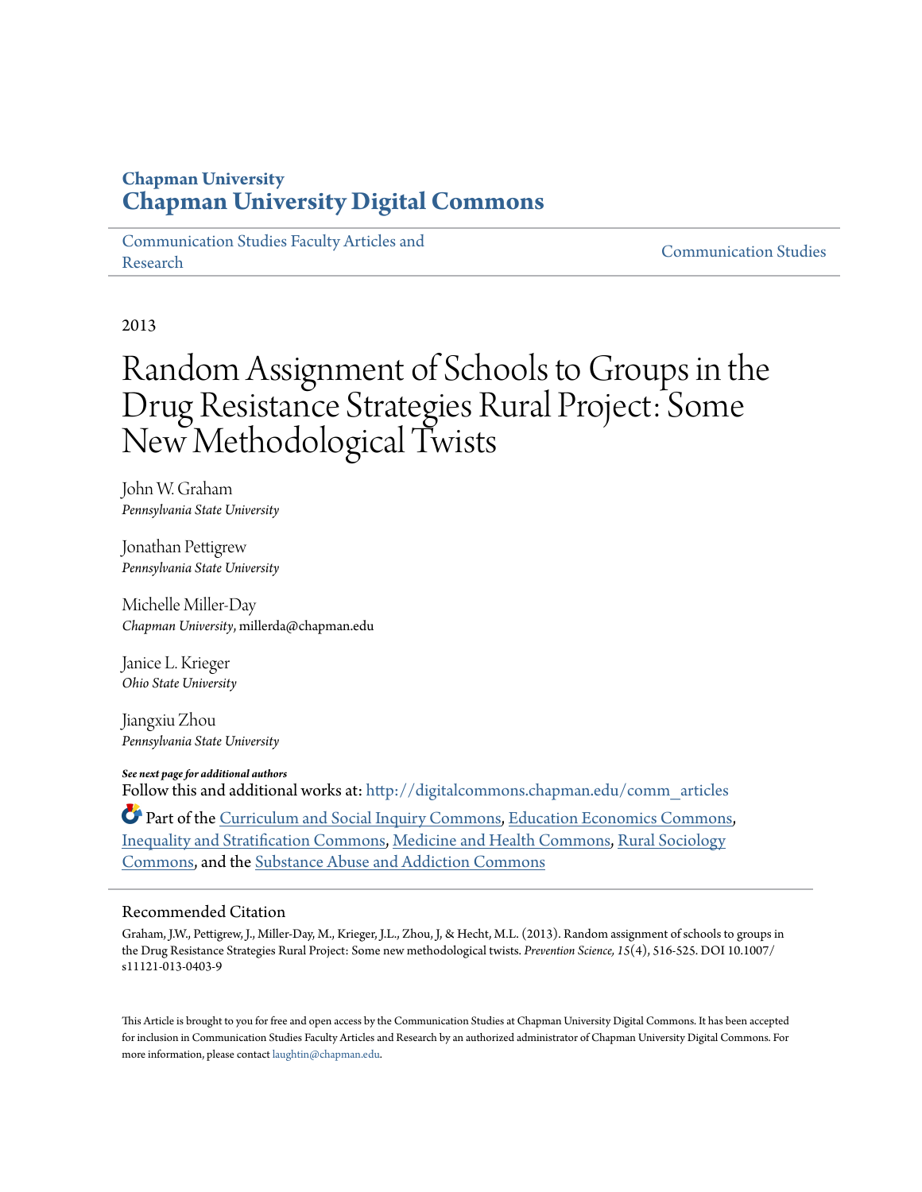Chapman University

# Chapman University Digital Commons

Communication Studies Faculty Articles and Research

Communication Studies

2013

# Random Assignment of Schools to Groups in the Drug Resistance Strategies Rural Project: Some New Methodological Twists

John W. Graham
*Pennsylvania State University*

Jonathan Pettigrew
*Pennsylvania State University*

Michelle Miller-Day
*Chapman University*, millerda@chapman.edu

Janice L. Krieger
*Ohio State University*

Jiangxiu Zhou
*Pennsylvania State University*

***See next page for additional authors***

Follow this and additional works at: http://digitalcommons.chapman.edu/comm_articles

Part of the Curriculum and Social Inquiry Commons, Education Economics Commons, Inequality and Stratification Commons, Medicine and Health Commons, Rural Sociology Commons, and the Substance Abuse and Addiction Commons

## Recommended Citation

Graham, J.W., Pettigrew, J., Miller-Day, M., Krieger, J.L., Zhou, J, & Hecht, M.L. (2013). Random assignment of schools to groups in the Drug Resistance Strategies Rural Project: Some new methodological twists. *Prevention Science, 15*(4), 516-525. DOI 10.1007/s11121-013-0403-9

This Article is brought to you for free and open access by the Communication Studies at Chapman University Digital Commons. It has been accepted for inclusion in Communication Studies Faculty Articles and Research by an authorized administrator of Chapman University Digital Commons. For more information, please contact laughtin@chapman.edu.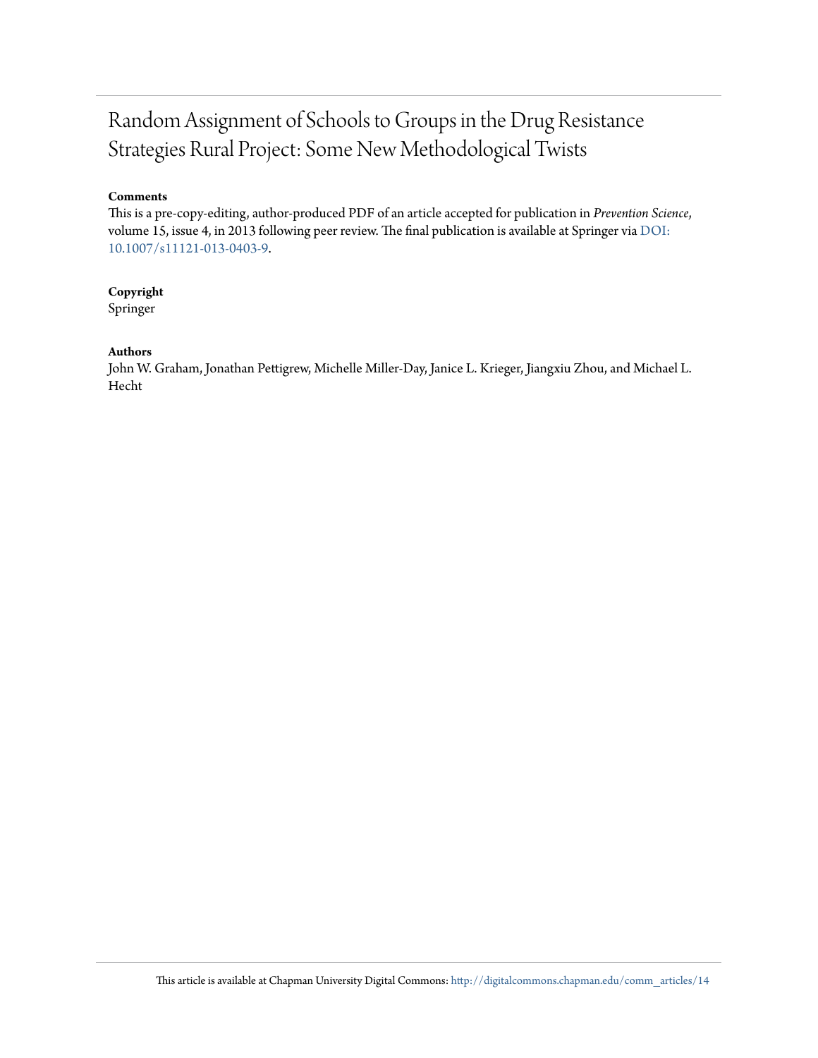# Random Assignment of Schools to Groups in the Drug Resistance Strategies Rural Project: Some New Methodological Twists

**Comments**

This is a pre-copy-editing, author-produced PDF of an article accepted for publication in *Prevention Science*, volume 15, issue 4, in 2013 following peer review. The final publication is available at Springer via DOI: 10.1007/s11121-013-0403-9.

**Copyright**

Springer

**Authors**

John W. Graham, Jonathan Pettigrew, Michelle Miller-Day, Janice L. Krieger, Jiangxiu Zhou, and Michael L. Hecht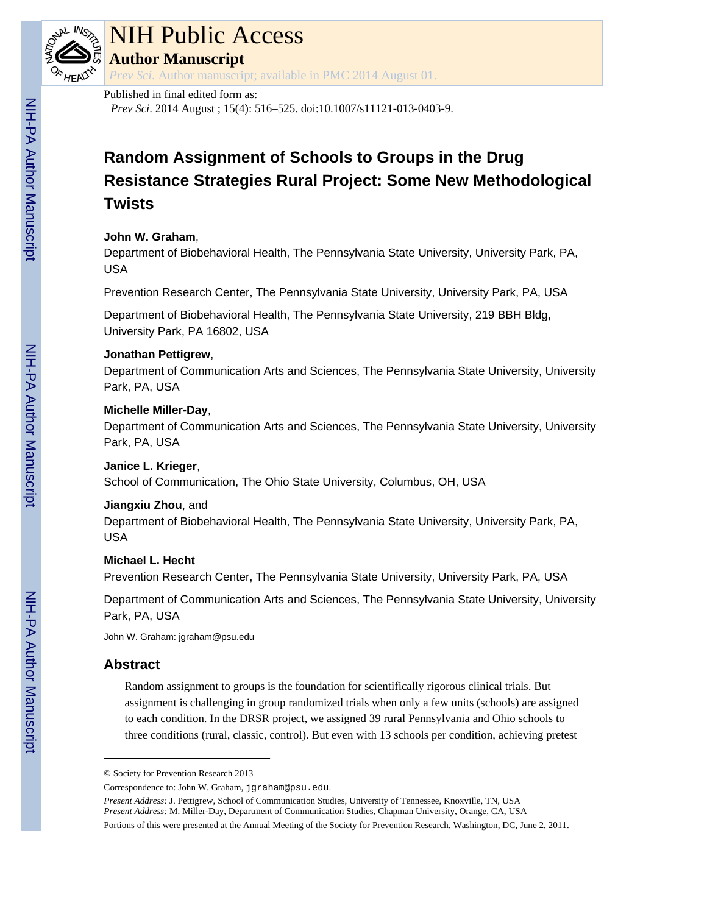Published in final edited form as:

*Prev Sci*. 2014 August ; 15(4): 516–525. doi:10.1007/s11121-013-0403-9.

# Random Assignment of Schools to Groups in the Drug Resistance Strategies Rural Project: Some New Methodological Twists

**John W. Graham**,

Department of Biobehavioral Health, The Pennsylvania State University, University Park, PA, USA

Prevention Research Center, The Pennsylvania State University, University Park, PA, USA

Department of Biobehavioral Health, The Pennsylvania State University, 219 BBH Bldg, University Park, PA 16802, USA

**Jonathan Pettigrew**,

Department of Communication Arts and Sciences, The Pennsylvania State University, University Park, PA, USA

**Michelle Miller-Day**,

Department of Communication Arts and Sciences, The Pennsylvania State University, University Park, PA, USA

**Janice L. Krieger**,

School of Communication, The Ohio State University, Columbus, OH, USA

**Jiangxiu Zhou**, and

Department of Biobehavioral Health, The Pennsylvania State University, University Park, PA, USA

**Michael L. Hecht**

Prevention Research Center, The Pennsylvania State University, University Park, PA, USA

Department of Communication Arts and Sciences, The Pennsylvania State University, University Park, PA, USA

John W. Graham: jgraham@psu.edu

## Abstract

Random assignment to groups is the foundation for scientifically rigorous clinical trials. But assignment is challenging in group randomized trials when only a few units (schools) are assigned to each condition. In the DRSR project, we assigned 39 rural Pennsylvania and Ohio schools to three conditions (rural, classic, control). But even with 13 schools per condition, achieving pretest

---

© Society for Prevention Research 2013

Correspondence to: John W. Graham, jgraham@psu.edu.

*Present Address:* J. Pettigrew, School of Communication Studies, University of Tennessee, Knoxville, TN, USA

*Present Address:* M. Miller-Day, Department of Communication Studies, Chapman University, Orange, CA, USA

Portions of this were presented at the Annual Meeting of the Society for Prevention Research, Washington, DC, June 2, 2011.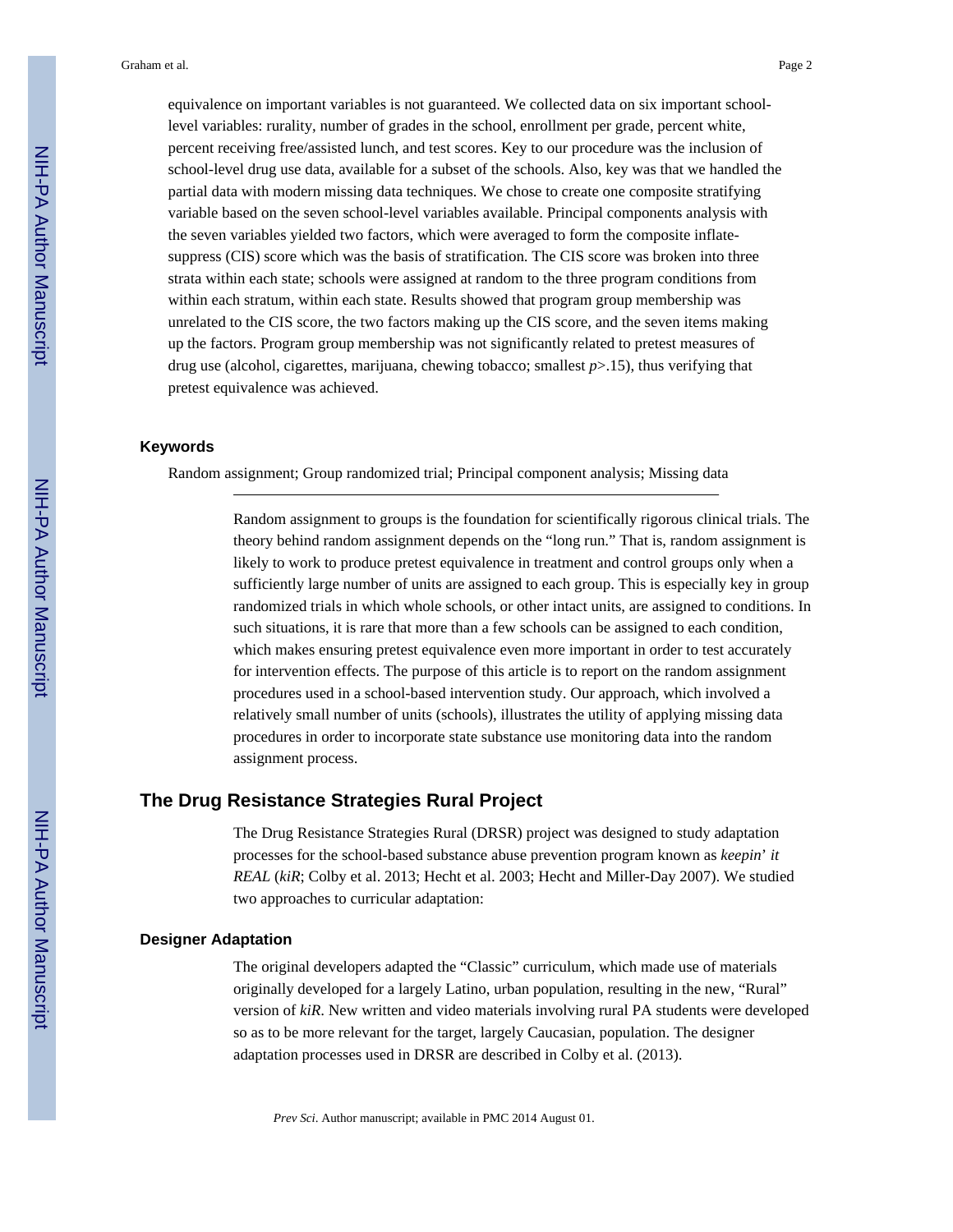equivalence on important variables is not guaranteed. We collected data on six important school-level variables: rurality, number of grades in the school, enrollment per grade, percent white, percent receiving free/assisted lunch, and test scores. Key to our procedure was the inclusion of school-level drug use data, available for a subset of the schools. Also, key was that we handled the partial data with modern missing data techniques. We chose to create one composite stratifying variable based on the seven school-level variables available. Principal components analysis with the seven variables yielded two factors, which were averaged to form the composite inflate-suppress (CIS) score which was the basis of stratification. The CIS score was broken into three strata within each state; schools were assigned at random to the three program conditions from within each stratum, within each state. Results showed that program group membership was unrelated to the CIS score, the two factors making up the CIS score, and the seven items making up the factors. Program group membership was not significantly related to pretest measures of drug use (alcohol, cigarettes, marijuana, chewing tobacco; smallest $p$>.15), thus verifying that pretest equivalence was achieved.

### Keywords

Random assignment; Group randomized trial; Principal component analysis; Missing data

---

Random assignment to groups is the foundation for scientifically rigorous clinical trials. The theory behind random assignment depends on the "long run." That is, random assignment is likely to work to produce pretest equivalence in treatment and control groups only when a sufficiently large number of units are assigned to each group. This is especially key in group randomized trials in which whole schools, or other intact units, are assigned to conditions. In such situations, it is rare that more than a few schools can be assigned to each condition, which makes ensuring pretest equivalence even more important in order to test accurately for intervention effects. The purpose of this article is to report on the random assignment procedures used in a school-based intervention study. Our approach, which involved a relatively small number of units (schools), illustrates the utility of applying missing data procedures in order to incorporate state substance use monitoring data into the random assignment process.

## The Drug Resistance Strategies Rural Project

The Drug Resistance Strategies Rural (DRSR) project was designed to study adaptation processes for the school-based substance abuse prevention program known as *keepin' it REAL* (*kiR*; Colby et al. 2013; Hecht et al. 2003; Hecht and Miller-Day 2007). We studied two approaches to curricular adaptation:

### Designer Adaptation

The original developers adapted the "Classic" curriculum, which made use of materials originally developed for a largely Latino, urban population, resulting in the new, "Rural" version of *kiR*. New written and video materials involving rural PA students were developed so as to be more relevant for the target, largely Caucasian, population. The designer adaptation processes used in DRSR are described in Colby et al. (2013).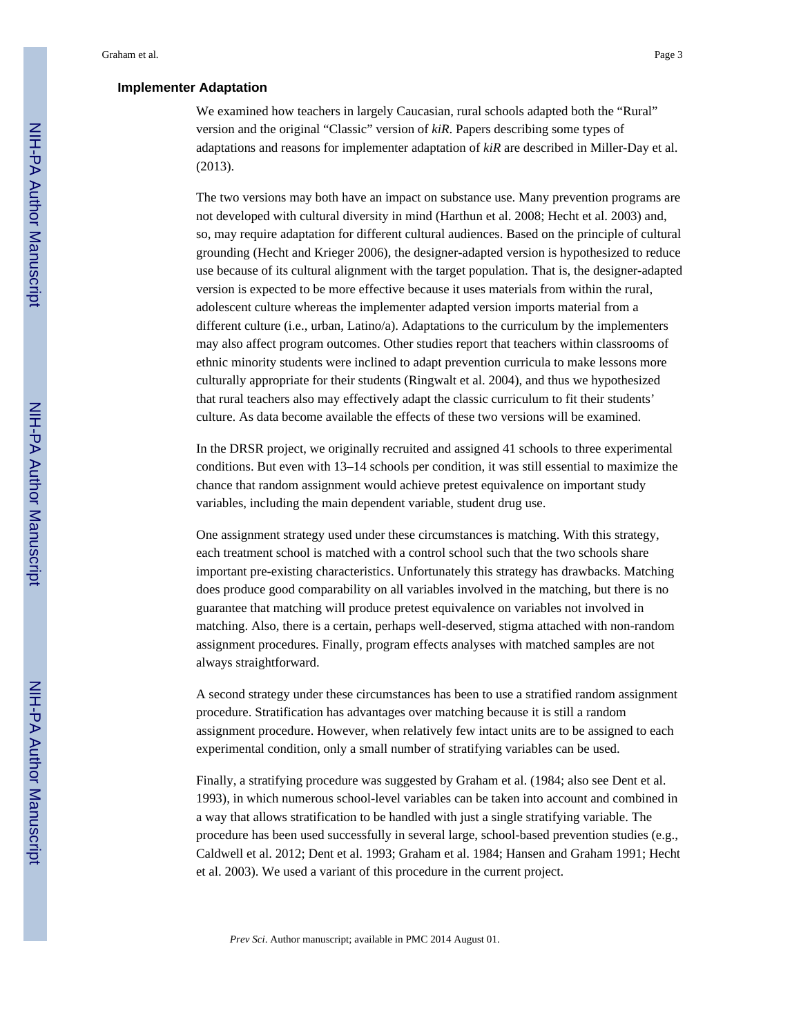### Implementer Adaptation

We examined how teachers in largely Caucasian, rural schools adapted both the "Rural" version and the original "Classic" version of *kiR*. Papers describing some types of adaptations and reasons for implementer adaptation of *kiR* are described in Miller-Day et al. (2013).

The two versions may both have an impact on substance use. Many prevention programs are not developed with cultural diversity in mind (Harthun et al. 2008; Hecht et al. 2003) and, so, may require adaptation for different cultural audiences. Based on the principle of cultural grounding (Hecht and Krieger 2006), the designer-adapted version is hypothesized to reduce use because of its cultural alignment with the target population. That is, the designer-adapted version is expected to be more effective because it uses materials from within the rural, adolescent culture whereas the implementer adapted version imports material from a different culture (i.e., urban, Latino/a). Adaptations to the curriculum by the implementers may also affect program outcomes. Other studies report that teachers within classrooms of ethnic minority students were inclined to adapt prevention curricula to make lessons more culturally appropriate for their students (Ringwalt et al. 2004), and thus we hypothesized that rural teachers also may effectively adapt the classic curriculum to fit their students' culture. As data become available the effects of these two versions will be examined.

In the DRSR project, we originally recruited and assigned 41 schools to three experimental conditions. But even with 13–14 schools per condition, it was still essential to maximize the chance that random assignment would achieve pretest equivalence on important study variables, including the main dependent variable, student drug use.

One assignment strategy used under these circumstances is matching. With this strategy, each treatment school is matched with a control school such that the two schools share important pre-existing characteristics. Unfortunately this strategy has drawbacks. Matching does produce good comparability on all variables involved in the matching, but there is no guarantee that matching will produce pretest equivalence on variables not involved in matching. Also, there is a certain, perhaps well-deserved, stigma attached with non-random assignment procedures. Finally, program effects analyses with matched samples are not always straightforward.

A second strategy under these circumstances has been to use a stratified random assignment procedure. Stratification has advantages over matching because it is still a random assignment procedure. However, when relatively few intact units are to be assigned to each experimental condition, only a small number of stratifying variables can be used.

Finally, a stratifying procedure was suggested by Graham et al. (1984; also see Dent et al. 1993), in which numerous school-level variables can be taken into account and combined in a way that allows stratification to be handled with just a single stratifying variable. The procedure has been used successfully in several large, school-based prevention studies (e.g., Caldwell et al. 2012; Dent et al. 1993; Graham et al. 1984; Hansen and Graham 1991; Hecht et al. 2003). We used a variant of this procedure in the current project.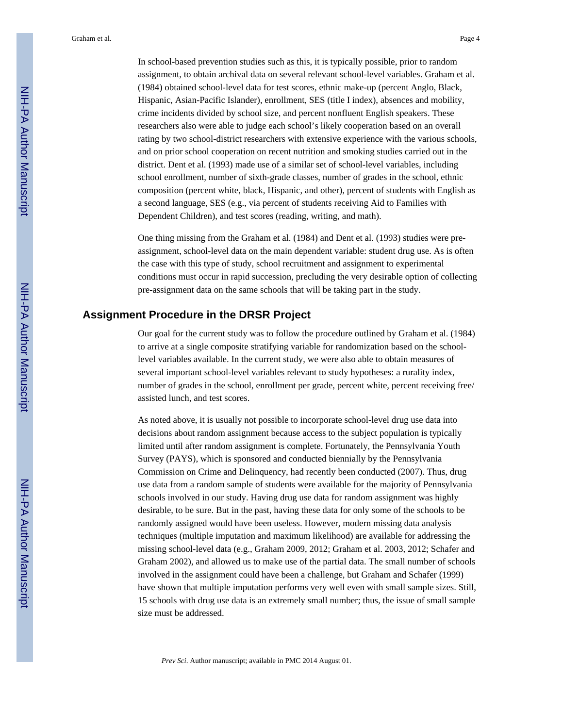In school-based prevention studies such as this, it is typically possible, prior to random assignment, to obtain archival data on several relevant school-level variables. Graham et al. (1984) obtained school-level data for test scores, ethnic make-up (percent Anglo, Black, Hispanic, Asian-Pacific Islander), enrollment, SES (title I index), absences and mobility, crime incidents divided by school size, and percent nonfluent English speakers. These researchers also were able to judge each school's likely cooperation based on an overall rating by two school-district researchers with extensive experience with the various schools, and on prior school cooperation on recent nutrition and smoking studies carried out in the district. Dent et al. (1993) made use of a similar set of school-level variables, including school enrollment, number of sixth-grade classes, number of grades in the school, ethnic composition (percent white, black, Hispanic, and other), percent of students with English as a second language, SES (e.g., via percent of students receiving Aid to Families with Dependent Children), and test scores (reading, writing, and math).

One thing missing from the Graham et al. (1984) and Dent et al. (1993) studies were pre-assignment, school-level data on the main dependent variable: student drug use. As is often the case with this type of study, school recruitment and assignment to experimental conditions must occur in rapid succession, precluding the very desirable option of collecting pre-assignment data on the same schools that will be taking part in the study.

## Assignment Procedure in the DRSR Project

Our goal for the current study was to follow the procedure outlined by Graham et al. (1984) to arrive at a single composite stratifying variable for randomization based on the school-level variables available. In the current study, we were also able to obtain measures of several important school-level variables relevant to study hypotheses: a rurality index, number of grades in the school, enrollment per grade, percent white, percent receiving free/assisted lunch, and test scores.

As noted above, it is usually not possible to incorporate school-level drug use data into decisions about random assignment because access to the subject population is typically limited until after random assignment is complete. Fortunately, the Pennsylvania Youth Survey (PAYS), which is sponsored and conducted biennially by the Pennsylvania Commission on Crime and Delinquency, had recently been conducted (2007). Thus, drug use data from a random sample of students were available for the majority of Pennsylvania schools involved in our study. Having drug use data for random assignment was highly desirable, to be sure. But in the past, having these data for only some of the schools to be randomly assigned would have been useless. However, modern missing data analysis techniques (multiple imputation and maximum likelihood) are available for addressing the missing school-level data (e.g., Graham 2009, 2012; Graham et al. 2003, 2012; Schafer and Graham 2002), and allowed us to make use of the partial data. The small number of schools involved in the assignment could have been a challenge, but Graham and Schafer (1999) have shown that multiple imputation performs very well even with small sample sizes. Still, 15 schools with drug use data is an extremely small number; thus, the issue of small sample size must be addressed.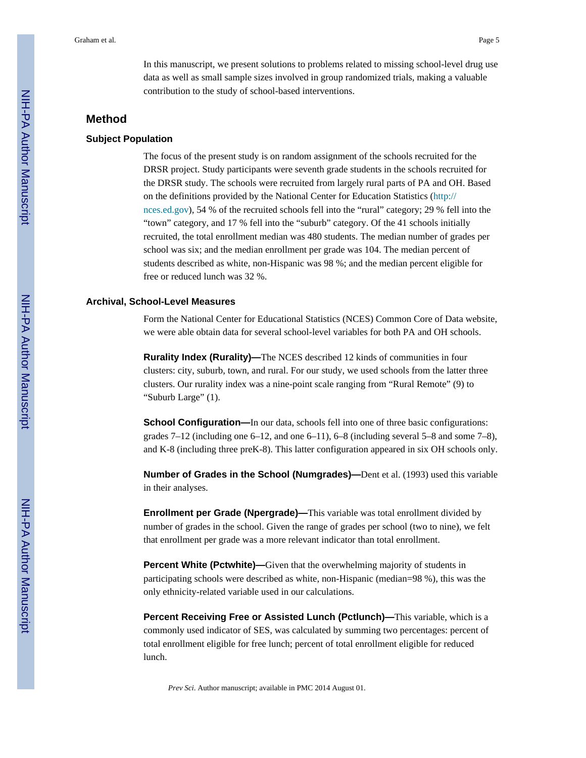In this manuscript, we present solutions to problems related to missing school-level drug use data as well as small sample sizes involved in group randomized trials, making a valuable contribution to the study of school-based interventions.

## Method

### Subject Population

The focus of the present study is on random assignment of the schools recruited for the DRSR project. Study participants were seventh grade students in the schools recruited for the DRSR study. The schools were recruited from largely rural parts of PA and OH. Based on the definitions provided by the National Center for Education Statistics (http://nces.ed.gov), 54 % of the recruited schools fell into the "rural" category; 29 % fell into the "town" category, and 17 % fell into the "suburb" category. Of the 41 schools initially recruited, the total enrollment median was 480 students. The median number of grades per school was six; and the median enrollment per grade was 104. The median percent of students described as white, non-Hispanic was 98 %; and the median percent eligible for free or reduced lunch was 32 %.

### Archival, School-Level Measures

Form the National Center for Educational Statistics (NCES) Common Core of Data website, we were able obtain data for several school-level variables for both PA and OH schools.

**Rurality Index (Rurality)—**The NCES described 12 kinds of communities in four clusters: city, suburb, town, and rural. For our study, we used schools from the latter three clusters. Our rurality index was a nine-point scale ranging from "Rural Remote" (9) to "Suburb Large" (1).

**School Configuration—**In our data, schools fell into one of three basic configurations: grades 7–12 (including one 6–12, and one 6–11), 6–8 (including several 5–8 and some 7–8), and K-8 (including three preK-8). This latter configuration appeared in six OH schools only.

**Number of Grades in the School (Numgrades)—**Dent et al. (1993) used this variable in their analyses.

**Enrollment per Grade (Npergrade)—**This variable was total enrollment divided by number of grades in the school. Given the range of grades per school (two to nine), we felt that enrollment per grade was a more relevant indicator than total enrollment.

**Percent White (Pctwhite)—**Given that the overwhelming majority of students in participating schools were described as white, non-Hispanic (median=98 %), this was the only ethnicity-related variable used in our calculations.

**Percent Receiving Free or Assisted Lunch (Pctlunch)—**This variable, which is a commonly used indicator of SES, was calculated by summing two percentages: percent of total enrollment eligible for free lunch; percent of total enrollment eligible for reduced lunch.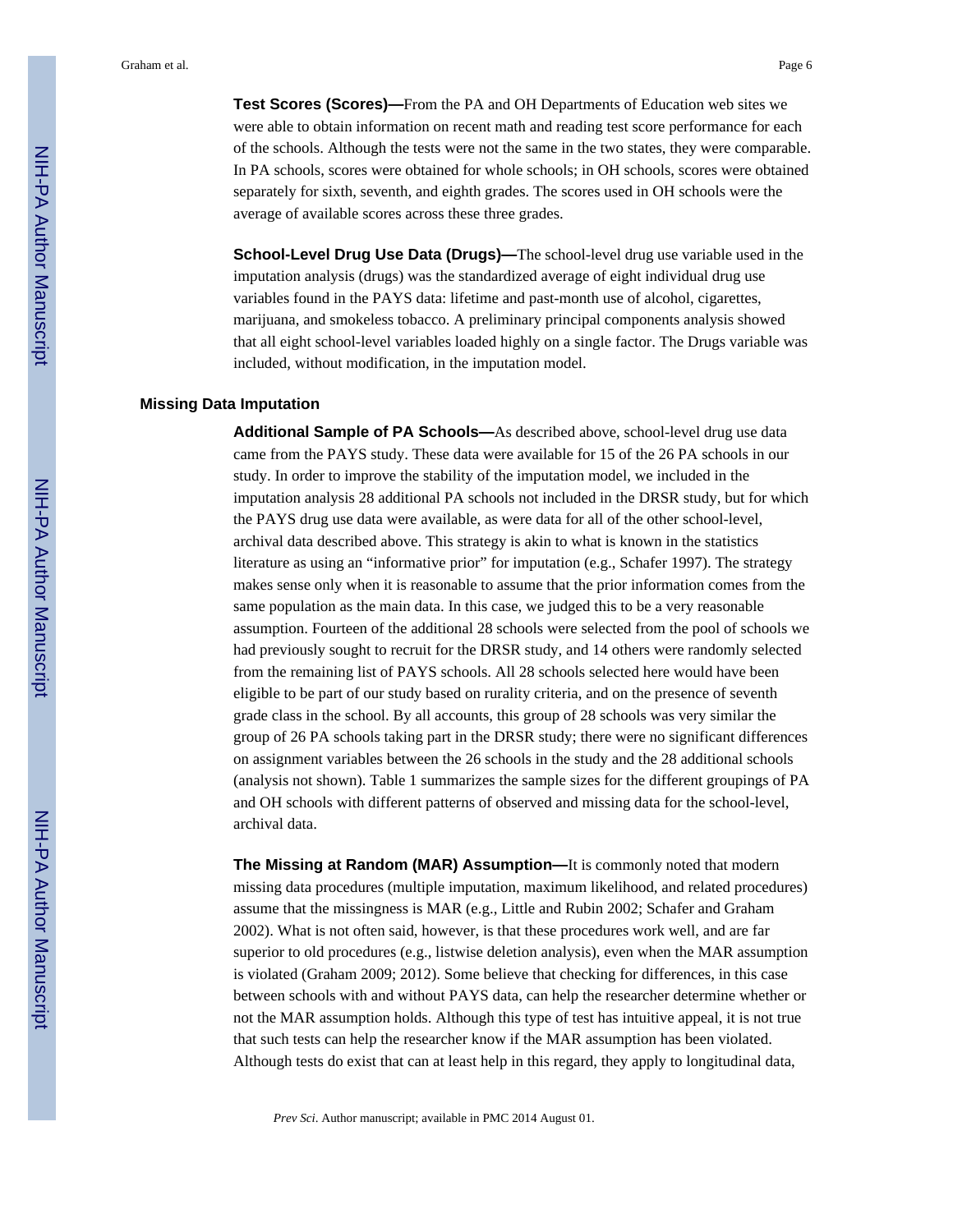**Test Scores (Scores)—**From the PA and OH Departments of Education web sites we were able to obtain information on recent math and reading test score performance for each of the schools. Although the tests were not the same in the two states, they were comparable. In PA schools, scores were obtained for whole schools; in OH schools, scores were obtained separately for sixth, seventh, and eighth grades. The scores used in OH schools were the average of available scores across these three grades.

**School-Level Drug Use Data (Drugs)—**The school-level drug use variable used in the imputation analysis (drugs) was the standardized average of eight individual drug use variables found in the PAYS data: lifetime and past-month use of alcohol, cigarettes, marijuana, and smokeless tobacco. A preliminary principal components analysis showed that all eight school-level variables loaded highly on a single factor. The Drugs variable was included, without modification, in the imputation model.

### Missing Data Imputation

**Additional Sample of PA Schools—**As described above, school-level drug use data came from the PAYS study. These data were available for 15 of the 26 PA schools in our study. In order to improve the stability of the imputation model, we included in the imputation analysis 28 additional PA schools not included in the DRSR study, but for which the PAYS drug use data were available, as were data for all of the other school-level, archival data described above. This strategy is akin to what is known in the statistics literature as using an "informative prior" for imputation (e.g., Schafer 1997). The strategy makes sense only when it is reasonable to assume that the prior information comes from the same population as the main data. In this case, we judged this to be a very reasonable assumption. Fourteen of the additional 28 schools were selected from the pool of schools we had previously sought to recruit for the DRSR study, and 14 others were randomly selected from the remaining list of PAYS schools. All 28 schools selected here would have been eligible to be part of our study based on rurality criteria, and on the presence of seventh grade class in the school. By all accounts, this group of 28 schools was very similar the group of 26 PA schools taking part in the DRSR study; there were no significant differences on assignment variables between the 26 schools in the study and the 28 additional schools (analysis not shown). Table 1 summarizes the sample sizes for the different groupings of PA and OH schools with different patterns of observed and missing data for the school-level, archival data.

**The Missing at Random (MAR) Assumption—**It is commonly noted that modern missing data procedures (multiple imputation, maximum likelihood, and related procedures) assume that the missingness is MAR (e.g., Little and Rubin 2002; Schafer and Graham 2002). What is not often said, however, is that these procedures work well, and are far superior to old procedures (e.g., listwise deletion analysis), even when the MAR assumption is violated (Graham 2009; 2012). Some believe that checking for differences, in this case between schools with and without PAYS data, can help the researcher determine whether or not the MAR assumption holds. Although this type of test has intuitive appeal, it is not true that such tests can help the researcher know if the MAR assumption has been violated. Although tests do exist that can at least help in this regard, they apply to longitudinal data,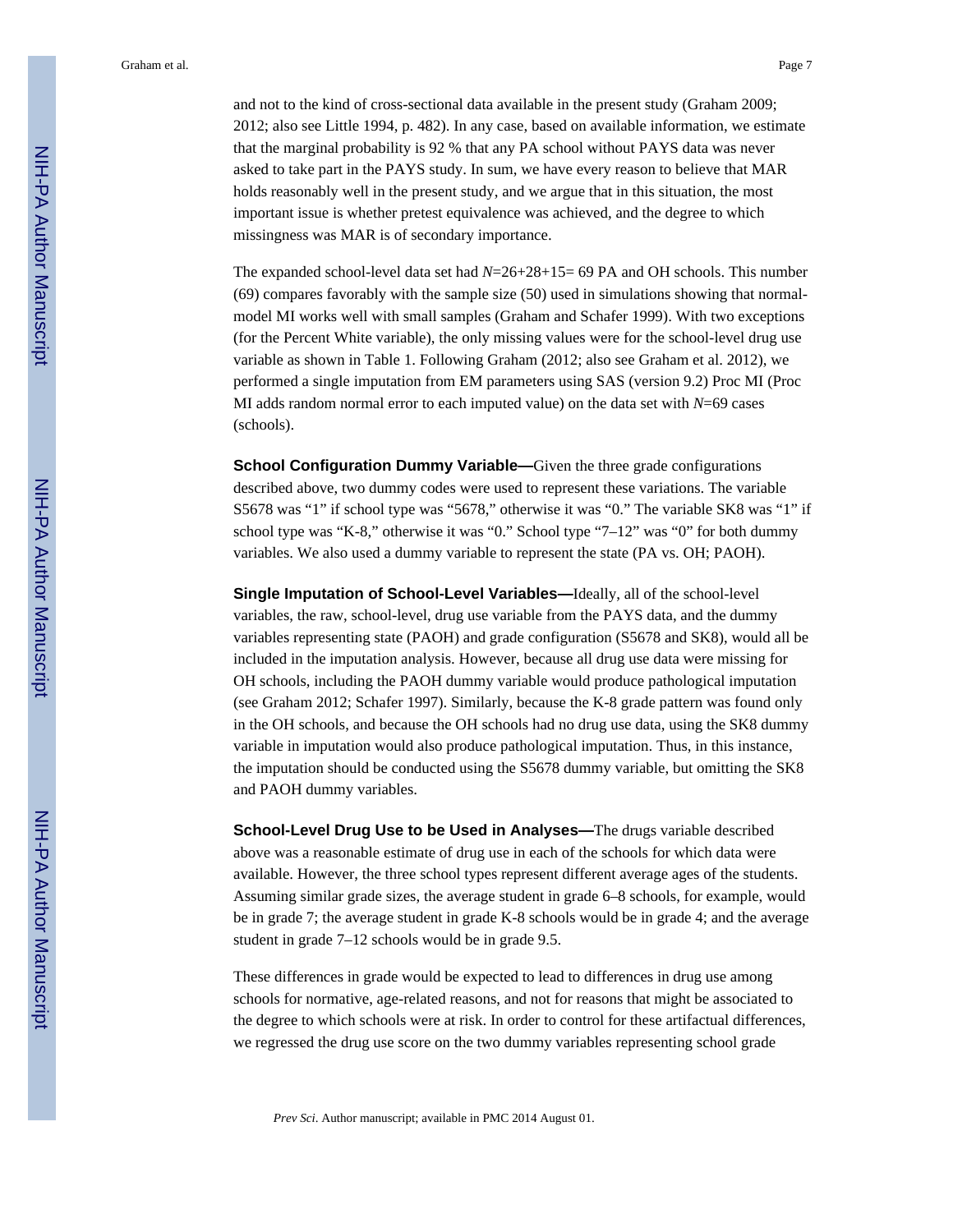and not to the kind of cross-sectional data available in the present study (Graham 2009; 2012; also see Little 1994, p. 482). In any case, based on available information, we estimate that the marginal probability is 92 % that any PA school without PAYS data was never asked to take part in the PAYS study. In sum, we have every reason to believe that MAR holds reasonably well in the present study, and we argue that in this situation, the most important issue is whether pretest equivalence was achieved, and the degree to which missingness was MAR is of secondary importance.

The expanded school-level data set had $N$=26+28+15= 69 PA and OH schools. This number (69) compares favorably with the sample size (50) used in simulations showing that normal-model MI works well with small samples (Graham and Schafer 1999). With two exceptions (for the Percent White variable), the only missing values were for the school-level drug use variable as shown in Table 1. Following Graham (2012; also see Graham et al. 2012), we performed a single imputation from EM parameters using SAS (version 9.2) Proc MI (Proc MI adds random normal error to each imputed value) on the data set with $N$=69 cases (schools).

**School Configuration Dummy Variable—**Given the three grade configurations described above, two dummy codes were used to represent these variations. The variable S5678 was "1" if school type was "5678," otherwise it was "0." The variable SK8 was "1" if school type was "K-8," otherwise it was "0." School type "7–12" was "0" for both dummy variables. We also used a dummy variable to represent the state (PA vs. OH; PAOH).

**Single Imputation of School-Level Variables—**Ideally, all of the school-level variables, the raw, school-level, drug use variable from the PAYS data, and the dummy variables representing state (PAOH) and grade configuration (S5678 and SK8), would all be included in the imputation analysis. However, because all drug use data were missing for OH schools, including the PAOH dummy variable would produce pathological imputation (see Graham 2012; Schafer 1997). Similarly, because the K-8 grade pattern was found only in the OH schools, and because the OH schools had no drug use data, using the SK8 dummy variable in imputation would also produce pathological imputation. Thus, in this instance, the imputation should be conducted using the S5678 dummy variable, but omitting the SK8 and PAOH dummy variables.

**School-Level Drug Use to be Used in Analyses—**The drugs variable described above was a reasonable estimate of drug use in each of the schools for which data were available. However, the three school types represent different average ages of the students. Assuming similar grade sizes, the average student in grade 6–8 schools, for example, would be in grade 7; the average student in grade K-8 schools would be in grade 4; and the average student in grade 7–12 schools would be in grade 9.5.

These differences in grade would be expected to lead to differences in drug use among schools for normative, age-related reasons, and not for reasons that might be associated to the degree to which schools were at risk. In order to control for these artifactual differences, we regressed the drug use score on the two dummy variables representing school grade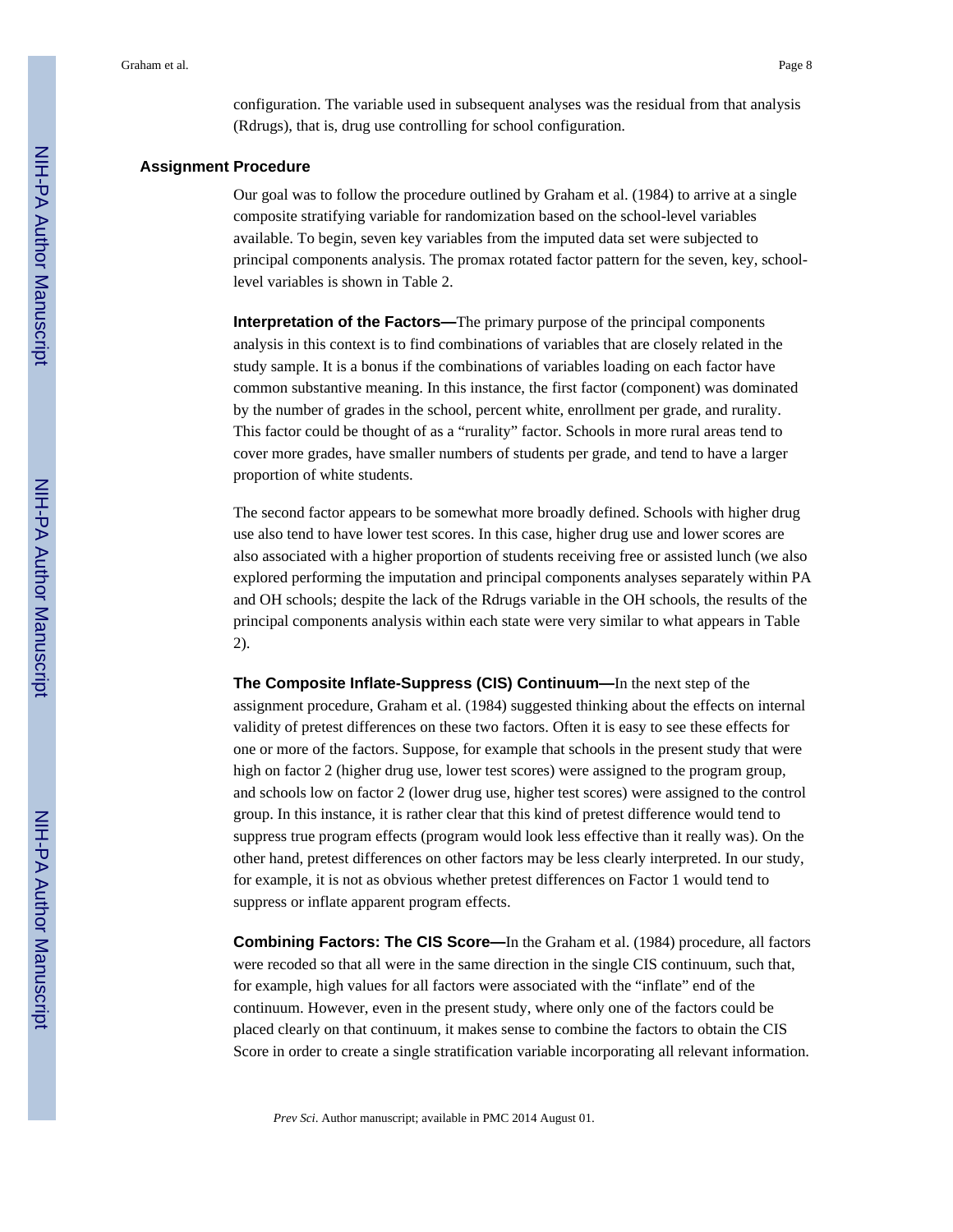configuration. The variable used in subsequent analyses was the residual from that analysis (Rdrugs), that is, drug use controlling for school configuration.

### Assignment Procedure

Our goal was to follow the procedure outlined by Graham et al. (1984) to arrive at a single composite stratifying variable for randomization based on the school-level variables available. To begin, seven key variables from the imputed data set were subjected to principal components analysis. The promax rotated factor pattern for the seven, key, school-level variables is shown in Table 2.

#### Interpretation of the Factors—

The primary purpose of the principal components analysis in this context is to find combinations of variables that are closely related in the study sample. It is a bonus if the combinations of variables loading on each factor have common substantive meaning. In this instance, the first factor (component) was dominated by the number of grades in the school, percent white, enrollment per grade, and rurality. This factor could be thought of as a "rurality" factor. Schools in more rural areas tend to cover more grades, have smaller numbers of students per grade, and tend to have a larger proportion of white students.

The second factor appears to be somewhat more broadly defined. Schools with higher drug use also tend to have lower test scores. In this case, higher drug use and lower scores are also associated with a higher proportion of students receiving free or assisted lunch (we also explored performing the imputation and principal components analyses separately within PA and OH schools; despite the lack of the Rdrugs variable in the OH schools, the results of the principal components analysis within each state were very similar to what appears in Table 2).

#### The Composite Inflate-Suppress (CIS) Continuum—

In the next step of the assignment procedure, Graham et al. (1984) suggested thinking about the effects on internal validity of pretest differences on these two factors. Often it is easy to see these effects for one or more of the factors. Suppose, for example that schools in the present study that were high on factor 2 (higher drug use, lower test scores) were assigned to the program group, and schools low on factor 2 (lower drug use, higher test scores) were assigned to the control group. In this instance, it is rather clear that this kind of pretest difference would tend to suppress true program effects (program would look less effective than it really was). On the other hand, pretest differences on other factors may be less clearly interpreted. In our study, for example, it is not as obvious whether pretest differences on Factor 1 would tend to suppress or inflate apparent program effects.

#### Combining Factors: The CIS Score—

In the Graham et al. (1984) procedure, all factors were recoded so that all were in the same direction in the single CIS continuum, such that, for example, high values for all factors were associated with the "inflate" end of the continuum. However, even in the present study, where only one of the factors could be placed clearly on that continuum, it makes sense to combine the factors to obtain the CIS Score in order to create a single stratification variable incorporating all relevant information.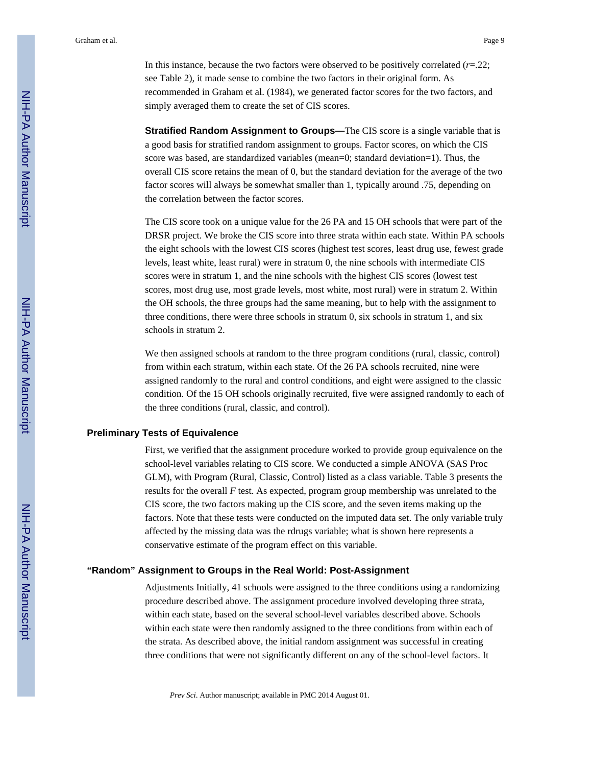In this instance, because the two factors were observed to be positively correlated (*r*=.22; see Table 2), it made sense to combine the two factors in their original form. As recommended in Graham et al. (1984), we generated factor scores for the two factors, and simply averaged them to create the set of CIS scores.

**Stratified Random Assignment to Groups—**The CIS score is a single variable that is a good basis for stratified random assignment to groups. Factor scores, on which the CIS score was based, are standardized variables (mean=0; standard deviation=1). Thus, the overall CIS score retains the mean of 0, but the standard deviation for the average of the two factor scores will always be somewhat smaller than 1, typically around .75, depending on the correlation between the factor scores.

The CIS score took on a unique value for the 26 PA and 15 OH schools that were part of the DRSR project. We broke the CIS score into three strata within each state. Within PA schools the eight schools with the lowest CIS scores (highest test scores, least drug use, fewest grade levels, least white, least rural) were in stratum 0, the nine schools with intermediate CIS scores were in stratum 1, and the nine schools with the highest CIS scores (lowest test scores, most drug use, most grade levels, most white, most rural) were in stratum 2. Within the OH schools, the three groups had the same meaning, but to help with the assignment to three conditions, there were three schools in stratum 0, six schools in stratum 1, and six schools in stratum 2.

We then assigned schools at random to the three program conditions (rural, classic, control) from within each stratum, within each state. Of the 26 PA schools recruited, nine were assigned randomly to the rural and control conditions, and eight were assigned to the classic condition. Of the 15 OH schools originally recruited, five were assigned randomly to each of the three conditions (rural, classic, and control).

## Preliminary Tests of Equivalence

First, we verified that the assignment procedure worked to provide group equivalence on the school-level variables relating to CIS score. We conducted a simple ANOVA (SAS Proc GLM), with Program (Rural, Classic, Control) listed as a class variable. Table 3 presents the results for the overall *F* test. As expected, program group membership was unrelated to the CIS score, the two factors making up the CIS score, and the seven items making up the factors. Note that these tests were conducted on the imputed data set. The only variable truly affected by the missing data was the rdrugs variable; what is shown here represents a conservative estimate of the program effect on this variable.

## "Random" Assignment to Groups in the Real World: Post-Assignment

Adjustments Initially, 41 schools were assigned to the three conditions using a randomizing procedure described above. The assignment procedure involved developing three strata, within each state, based on the several school-level variables described above. Schools within each state were then randomly assigned to the three conditions from within each of the strata. As described above, the initial random assignment was successful in creating three conditions that were not significantly different on any of the school-level factors. It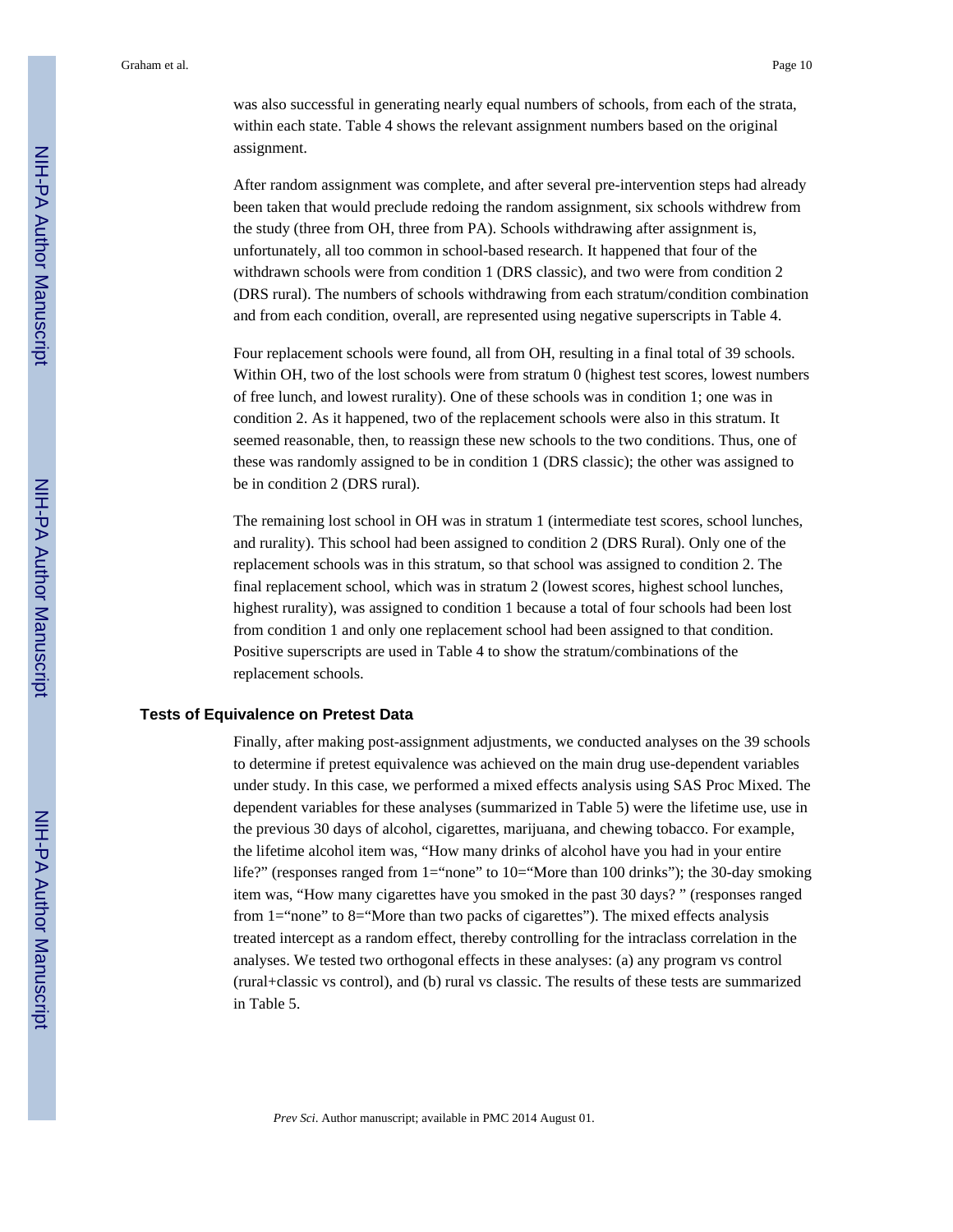was also successful in generating nearly equal numbers of schools, from each of the strata, within each state. Table 4 shows the relevant assignment numbers based on the original assignment.

After random assignment was complete, and after several pre-intervention steps had already been taken that would preclude redoing the random assignment, six schools withdrew from the study (three from OH, three from PA). Schools withdrawing after assignment is, unfortunately, all too common in school-based research. It happened that four of the withdrawn schools were from condition 1 (DRS classic), and two were from condition 2 (DRS rural). The numbers of schools withdrawing from each stratum/condition combination and from each condition, overall, are represented using negative superscripts in Table 4.

Four replacement schools were found, all from OH, resulting in a final total of 39 schools. Within OH, two of the lost schools were from stratum 0 (highest test scores, lowest numbers of free lunch, and lowest rurality). One of these schools was in condition 1; one was in condition 2. As it happened, two of the replacement schools were also in this stratum. It seemed reasonable, then, to reassign these new schools to the two conditions. Thus, one of these was randomly assigned to be in condition 1 (DRS classic); the other was assigned to be in condition 2 (DRS rural).

The remaining lost school in OH was in stratum 1 (intermediate test scores, school lunches, and rurality). This school had been assigned to condition 2 (DRS Rural). Only one of the replacement schools was in this stratum, so that school was assigned to condition 2. The final replacement school, which was in stratum 2 (lowest scores, highest school lunches, highest rurality), was assigned to condition 1 because a total of four schools had been lost from condition 1 and only one replacement school had been assigned to that condition. Positive superscripts are used in Table 4 to show the stratum/combinations of the replacement schools.

## Tests of Equivalence on Pretest Data

Finally, after making post-assignment adjustments, we conducted analyses on the 39 schools to determine if pretest equivalence was achieved on the main drug use-dependent variables under study. In this case, we performed a mixed effects analysis using SAS Proc Mixed. The dependent variables for these analyses (summarized in Table 5) were the lifetime use, use in the previous 30 days of alcohol, cigarettes, marijuana, and chewing tobacco. For example, the lifetime alcohol item was, "How many drinks of alcohol have you had in your entire life?" (responses ranged from 1="none" to 10="More than 100 drinks"); the 30-day smoking item was, "How many cigarettes have you smoked in the past 30 days? " (responses ranged from 1="none" to 8="More than two packs of cigarettes"). The mixed effects analysis treated intercept as a random effect, thereby controlling for the intraclass correlation in the analyses. We tested two orthogonal effects in these analyses: (a) any program vs control (rural+classic vs control), and (b) rural vs classic. The results of these tests are summarized in Table 5.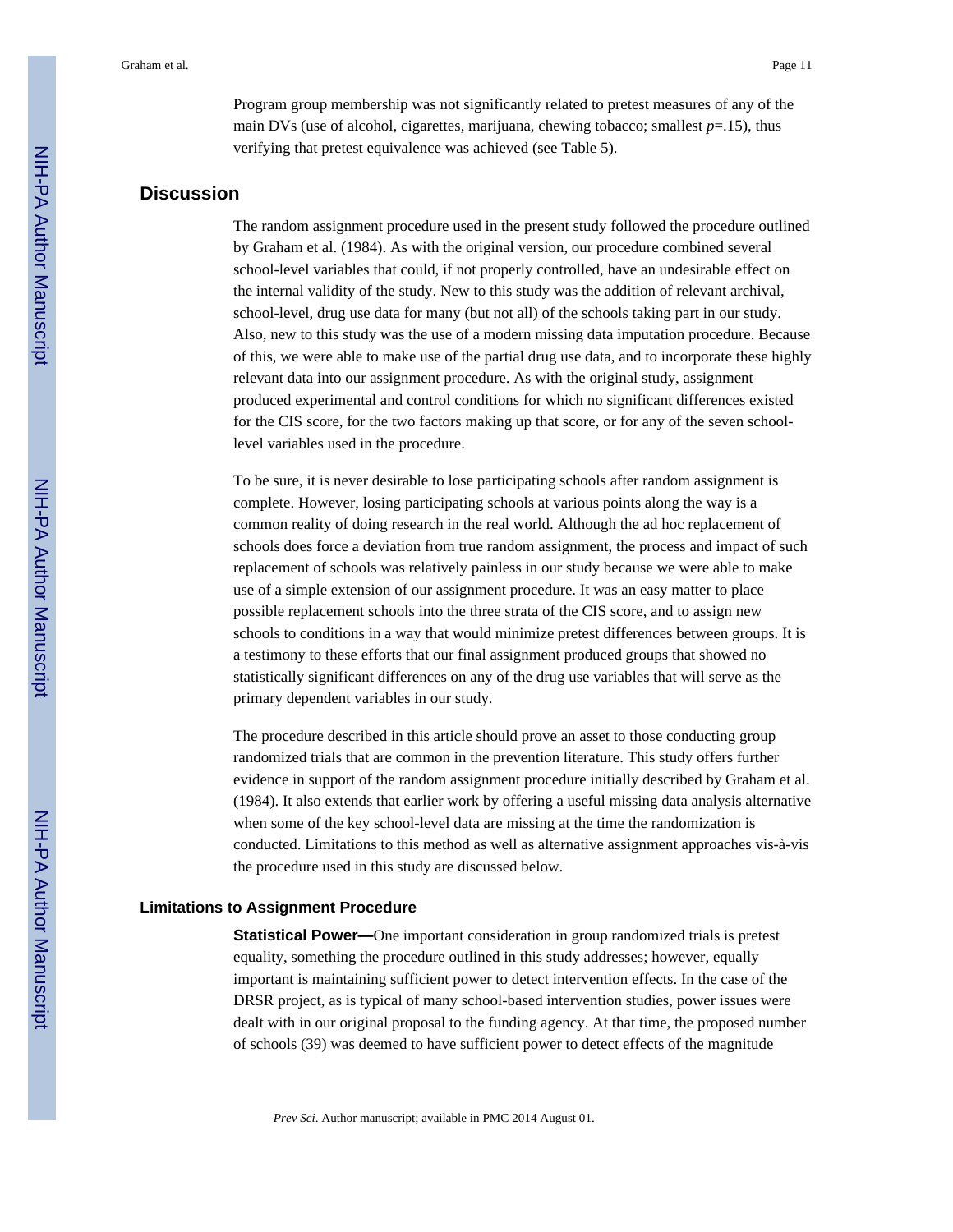Program group membership was not significantly related to pretest measures of any of the main DVs (use of alcohol, cigarettes, marijuana, chewing tobacco; smallest $p$=.15), thus verifying that pretest equivalence was achieved (see Table 5).

## Discussion

The random assignment procedure used in the present study followed the procedure outlined by Graham et al. (1984). As with the original version, our procedure combined several school-level variables that could, if not properly controlled, have an undesirable effect on the internal validity of the study. New to this study was the addition of relevant archival, school-level, drug use data for many (but not all) of the schools taking part in our study. Also, new to this study was the use of a modern missing data imputation procedure. Because of this, we were able to make use of the partial drug use data, and to incorporate these highly relevant data into our assignment procedure. As with the original study, assignment produced experimental and control conditions for which no significant differences existed for the CIS score, for the two factors making up that score, or for any of the seven school-level variables used in the procedure.

To be sure, it is never desirable to lose participating schools after random assignment is complete. However, losing participating schools at various points along the way is a common reality of doing research in the real world. Although the ad hoc replacement of schools does force a deviation from true random assignment, the process and impact of such replacement of schools was relatively painless in our study because we were able to make use of a simple extension of our assignment procedure. It was an easy matter to place possible replacement schools into the three strata of the CIS score, and to assign new schools to conditions in a way that would minimize pretest differences between groups. It is a testimony to these efforts that our final assignment produced groups that showed no statistically significant differences on any of the drug use variables that will serve as the primary dependent variables in our study.

The procedure described in this article should prove an asset to those conducting group randomized trials that are common in the prevention literature. This study offers further evidence in support of the random assignment procedure initially described by Graham et al. (1984). It also extends that earlier work by offering a useful missing data analysis alternative when some of the key school-level data are missing at the time the randomization is conducted. Limitations to this method as well as alternative assignment approaches vis-à-vis the procedure used in this study are discussed below.

### Limitations to Assignment Procedure

**Statistical Power—**One important consideration in group randomized trials is pretest equality, something the procedure outlined in this study addresses; however, equally important is maintaining sufficient power to detect intervention effects. In the case of the DRSR project, as is typical of many school-based intervention studies, power issues were dealt with in our original proposal to the funding agency. At that time, the proposed number of schools (39) was deemed to have sufficient power to detect effects of the magnitude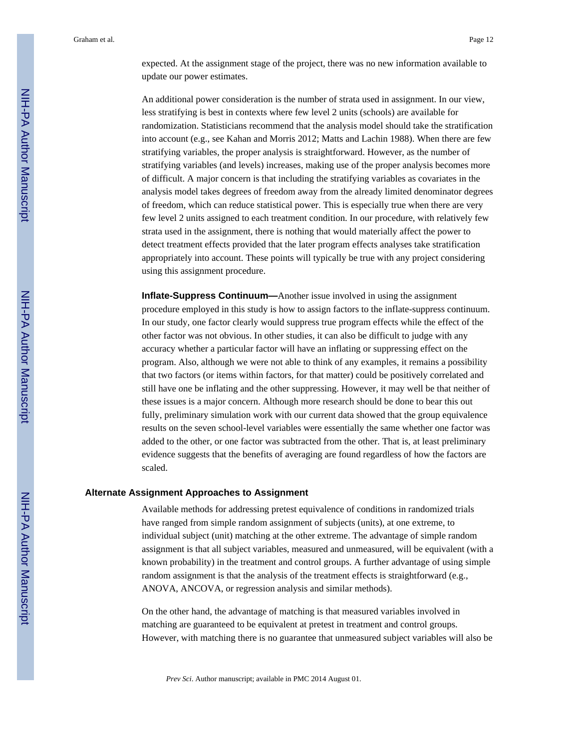expected. At the assignment stage of the project, there was no new information available to update our power estimates.

An additional power consideration is the number of strata used in assignment. In our view, less stratifying is best in contexts where few level 2 units (schools) are available for randomization. Statisticians recommend that the analysis model should take the stratification into account (e.g., see Kahan and Morris 2012; Matts and Lachin 1988). When there are few stratifying variables, the proper analysis is straightforward. However, as the number of stratifying variables (and levels) increases, making use of the proper analysis becomes more of difficult. A major concern is that including the stratifying variables as covariates in the analysis model takes degrees of freedom away from the already limited denominator degrees of freedom, which can reduce statistical power. This is especially true when there are very few level 2 units assigned to each treatment condition. In our procedure, with relatively few strata used in the assignment, there is nothing that would materially affect the power to detect treatment effects provided that the later program effects analyses take stratification appropriately into account. These points will typically be true with any project considering using this assignment procedure.

**Inflate-Suppress Continuum—**Another issue involved in using the assignment procedure employed in this study is how to assign factors to the inflate-suppress continuum. In our study, one factor clearly would suppress true program effects while the effect of the other factor was not obvious. In other studies, it can also be difficult to judge with any accuracy whether a particular factor will have an inflating or suppressing effect on the program. Also, although we were not able to think of any examples, it remains a possibility that two factors (or items within factors, for that matter) could be positively correlated and still have one be inflating and the other suppressing. However, it may well be that neither of these issues is a major concern. Although more research should be done to bear this out fully, preliminary simulation work with our current data showed that the group equivalence results on the seven school-level variables were essentially the same whether one factor was added to the other, or one factor was subtracted from the other. That is, at least preliminary evidence suggests that the benefits of averaging are found regardless of how the factors are scaled.

### Alternate Assignment Approaches to Assignment

Available methods for addressing pretest equivalence of conditions in randomized trials have ranged from simple random assignment of subjects (units), at one extreme, to individual subject (unit) matching at the other extreme. The advantage of simple random assignment is that all subject variables, measured and unmeasured, will be equivalent (with a known probability) in the treatment and control groups. A further advantage of using simple random assignment is that the analysis of the treatment effects is straightforward (e.g., ANOVA, ANCOVA, or regression analysis and similar methods).

On the other hand, the advantage of matching is that measured variables involved in matching are guaranteed to be equivalent at pretest in treatment and control groups. However, with matching there is no guarantee that unmeasured subject variables will also be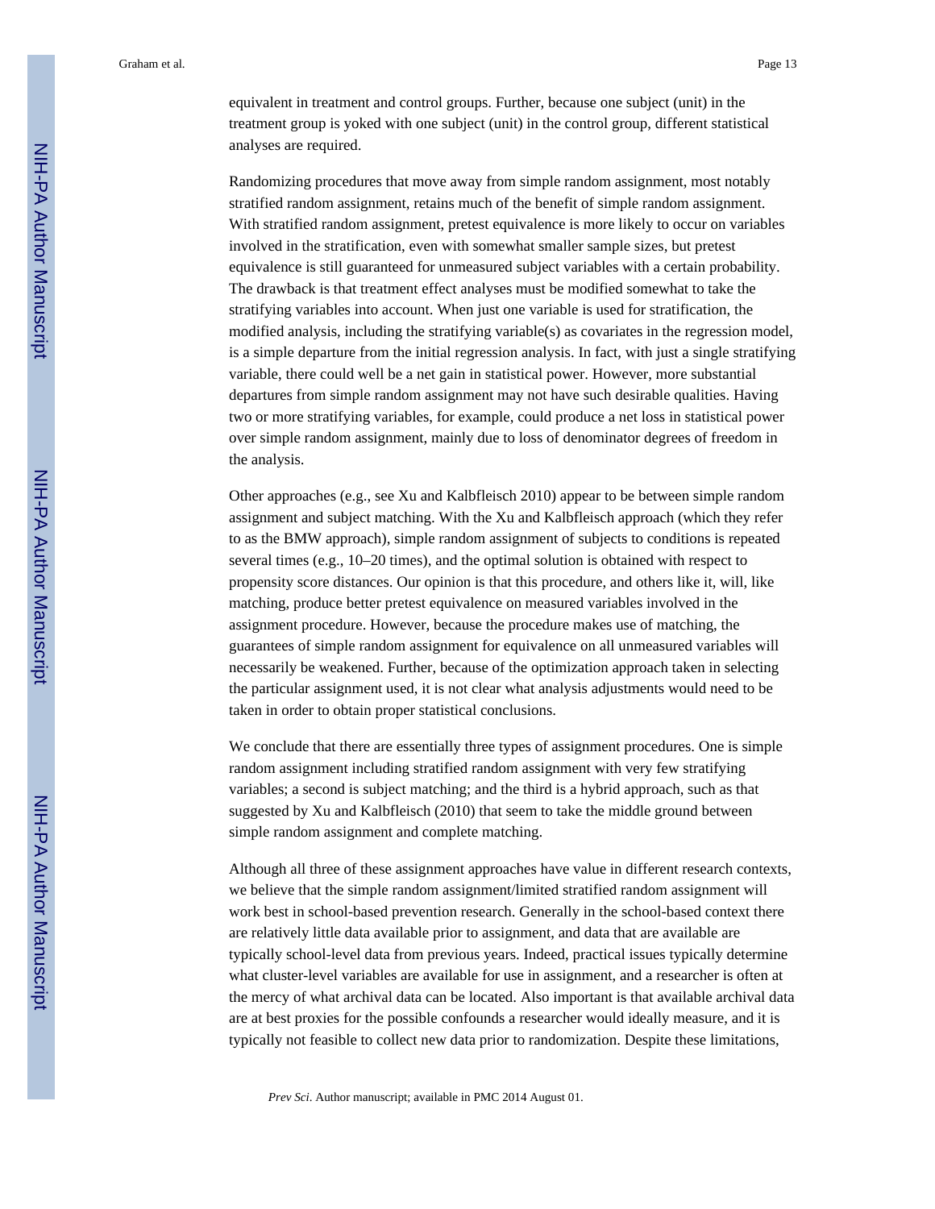equivalent in treatment and control groups. Further, because one subject (unit) in the treatment group is yoked with one subject (unit) in the control group, different statistical analyses are required.

Randomizing procedures that move away from simple random assignment, most notably stratified random assignment, retains much of the benefit of simple random assignment. With stratified random assignment, pretest equivalence is more likely to occur on variables involved in the stratification, even with somewhat smaller sample sizes, but pretest equivalence is still guaranteed for unmeasured subject variables with a certain probability. The drawback is that treatment effect analyses must be modified somewhat to take the stratifying variables into account. When just one variable is used for stratification, the modified analysis, including the stratifying variable(s) as covariates in the regression model, is a simple departure from the initial regression analysis. In fact, with just a single stratifying variable, there could well be a net gain in statistical power. However, more substantial departures from simple random assignment may not have such desirable qualities. Having two or more stratifying variables, for example, could produce a net loss in statistical power over simple random assignment, mainly due to loss of denominator degrees of freedom in the analysis.

Other approaches (e.g., see Xu and Kalbfleisch 2010) appear to be between simple random assignment and subject matching. With the Xu and Kalbfleisch approach (which they refer to as the BMW approach), simple random assignment of subjects to conditions is repeated several times (e.g., 10–20 times), and the optimal solution is obtained with respect to propensity score distances. Our opinion is that this procedure, and others like it, will, like matching, produce better pretest equivalence on measured variables involved in the assignment procedure. However, because the procedure makes use of matching, the guarantees of simple random assignment for equivalence on all unmeasured variables will necessarily be weakened. Further, because of the optimization approach taken in selecting the particular assignment used, it is not clear what analysis adjustments would need to be taken in order to obtain proper statistical conclusions.

We conclude that there are essentially three types of assignment procedures. One is simple random assignment including stratified random assignment with very few stratifying variables; a second is subject matching; and the third is a hybrid approach, such as that suggested by Xu and Kalbfleisch (2010) that seem to take the middle ground between simple random assignment and complete matching.

Although all three of these assignment approaches have value in different research contexts, we believe that the simple random assignment/limited stratified random assignment will work best in school-based prevention research. Generally in the school-based context there are relatively little data available prior to assignment, and data that are available are typically school-level data from previous years. Indeed, practical issues typically determine what cluster-level variables are available for use in assignment, and a researcher is often at the mercy of what archival data can be located. Also important is that available archival data are at best proxies for the possible confounds a researcher would ideally measure, and it is typically not feasible to collect new data prior to randomization. Despite these limitations,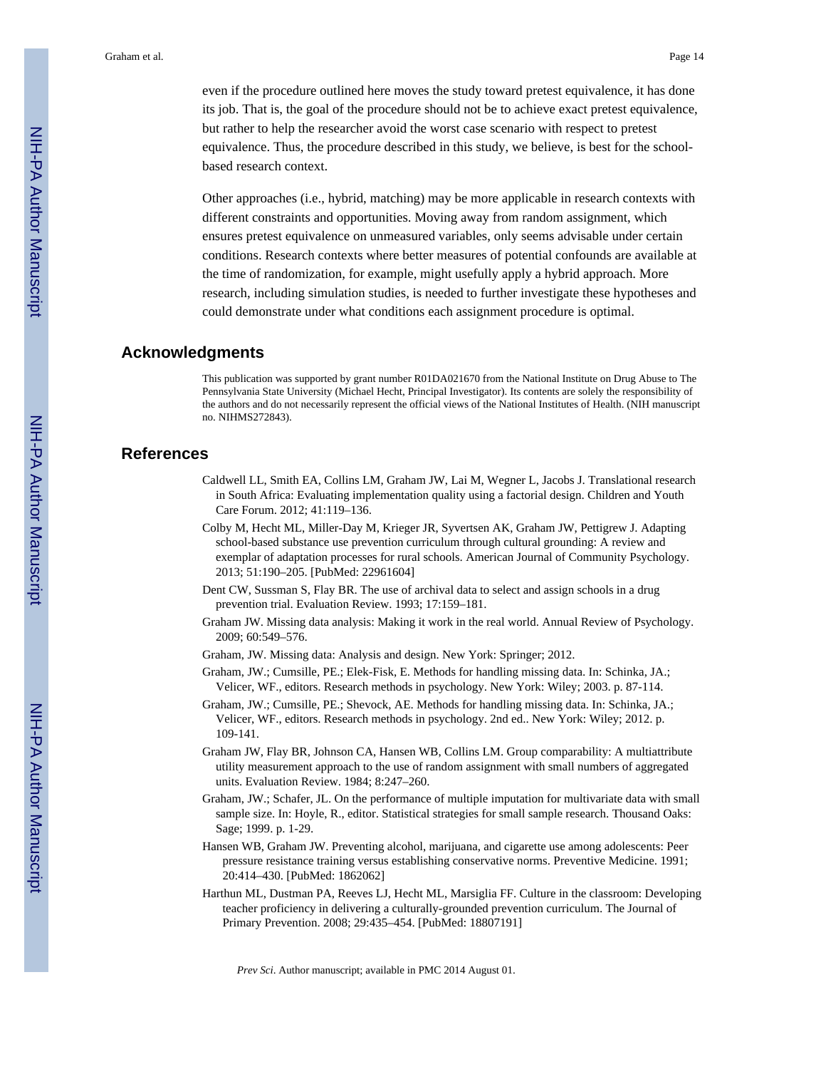even if the procedure outlined here moves the study toward pretest equivalence, it has done its job. That is, the goal of the procedure should not be to achieve exact pretest equivalence, but rather to help the researcher avoid the worst case scenario with respect to pretest equivalence. Thus, the procedure described in this study, we believe, is best for the school-based research context.

Other approaches (i.e., hybrid, matching) may be more applicable in research contexts with different constraints and opportunities. Moving away from random assignment, which ensures pretest equivalence on unmeasured variables, only seems advisable under certain conditions. Research contexts where better measures of potential confounds are available at the time of randomization, for example, might usefully apply a hybrid approach. More research, including simulation studies, is needed to further investigate these hypotheses and could demonstrate under what conditions each assignment procedure is optimal.

## Acknowledgments

This publication was supported by grant number R01DA021670 from the National Institute on Drug Abuse to The Pennsylvania State University (Michael Hecht, Principal Investigator). Its contents are solely the responsibility of the authors and do not necessarily represent the official views of the National Institutes of Health. (NIH manuscript no. NIHMS272843).

## References

Caldwell LL, Smith EA, Collins LM, Graham JW, Lai M, Wegner L, Jacobs J. Translational research in South Africa: Evaluating implementation quality using a factorial design. Children and Youth Care Forum. 2012; 41:119–136.

Colby M, Hecht ML, Miller-Day M, Krieger JR, Syvertsen AK, Graham JW, Pettigrew J. Adapting school-based substance use prevention curriculum through cultural grounding: A review and exemplar of adaptation processes for rural schools. American Journal of Community Psychology. 2013; 51:190–205. [PubMed: 22961604]

Dent CW, Sussman S, Flay BR. The use of archival data to select and assign schools in a drug prevention trial. Evaluation Review. 1993; 17:159–181.

Graham JW. Missing data analysis: Making it work in the real world. Annual Review of Psychology. 2009; 60:549–576.

Graham, JW. Missing data: Analysis and design. New York: Springer; 2012.

Graham, JW.; Cumsille, PE.; Elek-Fisk, E. Methods for handling missing data. In: Schinka, JA.; Velicer, WF., editors. Research methods in psychology. New York: Wiley; 2003. p. 87-114.

Graham, JW.; Cumsille, PE.; Shevock, AE. Methods for handling missing data. In: Schinka, JA.; Velicer, WF., editors. Research methods in psychology. 2nd ed.. New York: Wiley; 2012. p. 109-141.

Graham JW, Flay BR, Johnson CA, Hansen WB, Collins LM. Group comparability: A multiattribute utility measurement approach to the use of random assignment with small numbers of aggregated units. Evaluation Review. 1984; 8:247–260.

Graham, JW.; Schafer, JL. On the performance of multiple imputation for multivariate data with small sample size. In: Hoyle, R., editor. Statistical strategies for small sample research. Thousand Oaks: Sage; 1999. p. 1-29.

Hansen WB, Graham JW. Preventing alcohol, marijuana, and cigarette use among adolescents: Peer pressure resistance training versus establishing conservative norms. Preventive Medicine. 1991; 20:414–430. [PubMed: 1862062]

Harthun ML, Dustman PA, Reeves LJ, Hecht ML, Marsiglia FF. Culture in the classroom: Developing teacher proficiency in delivering a culturally-grounded prevention curriculum. The Journal of Primary Prevention. 2008; 29:435–454. [PubMed: 18807191]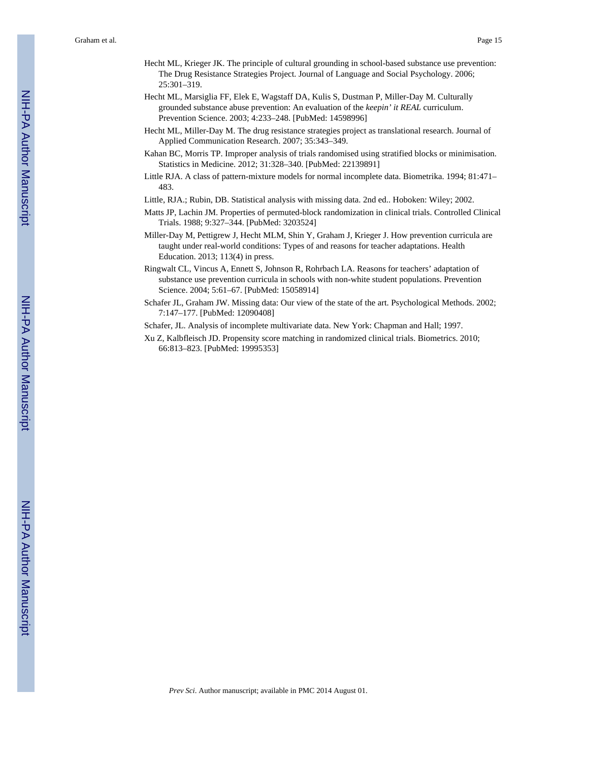Hecht ML, Krieger JK. The principle of cultural grounding in school-based substance use prevention: The Drug Resistance Strategies Project. Journal of Language and Social Psychology. 2006; 25:301–319.

Hecht ML, Marsiglia FF, Elek E, Wagstaff DA, Kulis S, Dustman P, Miller-Day M. Culturally grounded substance abuse prevention: An evaluation of the *keepin' it REAL* curriculum. Prevention Science. 2003; 4:233–248. [PubMed: 14598996]

Hecht ML, Miller-Day M. The drug resistance strategies project as translational research. Journal of Applied Communication Research. 2007; 35:343–349.

Kahan BC, Morris TP. Improper analysis of trials randomised using stratified blocks or minimisation. Statistics in Medicine. 2012; 31:328–340. [PubMed: 22139891]

Little RJA. A class of pattern-mixture models for normal incomplete data. Biometrika. 1994; 81:471–483.

Little, RJA.; Rubin, DB. Statistical analysis with missing data. 2nd ed.. Hoboken: Wiley; 2002.

Matts JP, Lachin JM. Properties of permuted-block randomization in clinical trials. Controlled Clinical Trials. 1988; 9:327–344. [PubMed: 3203524]

Miller-Day M, Pettigrew J, Hecht MLM, Shin Y, Graham J, Krieger J. How prevention curricula are taught under real-world conditions: Types of and reasons for teacher adaptations. Health Education. 2013; 113(4) in press.

Ringwalt CL, Vincus A, Ennett S, Johnson R, Rohrbach LA. Reasons for teachers' adaptation of substance use prevention curricula in schools with non-white student populations. Prevention Science. 2004; 5:61–67. [PubMed: 15058914]

Schafer JL, Graham JW. Missing data: Our view of the state of the art. Psychological Methods. 2002; 7:147–177. [PubMed: 12090408]

Schafer, JL. Analysis of incomplete multivariate data. New York: Chapman and Hall; 1997.

Xu Z, Kalbfleisch JD. Propensity score matching in randomized clinical trials. Biometrics. 2010; 66:813–823. [PubMed: 19995353]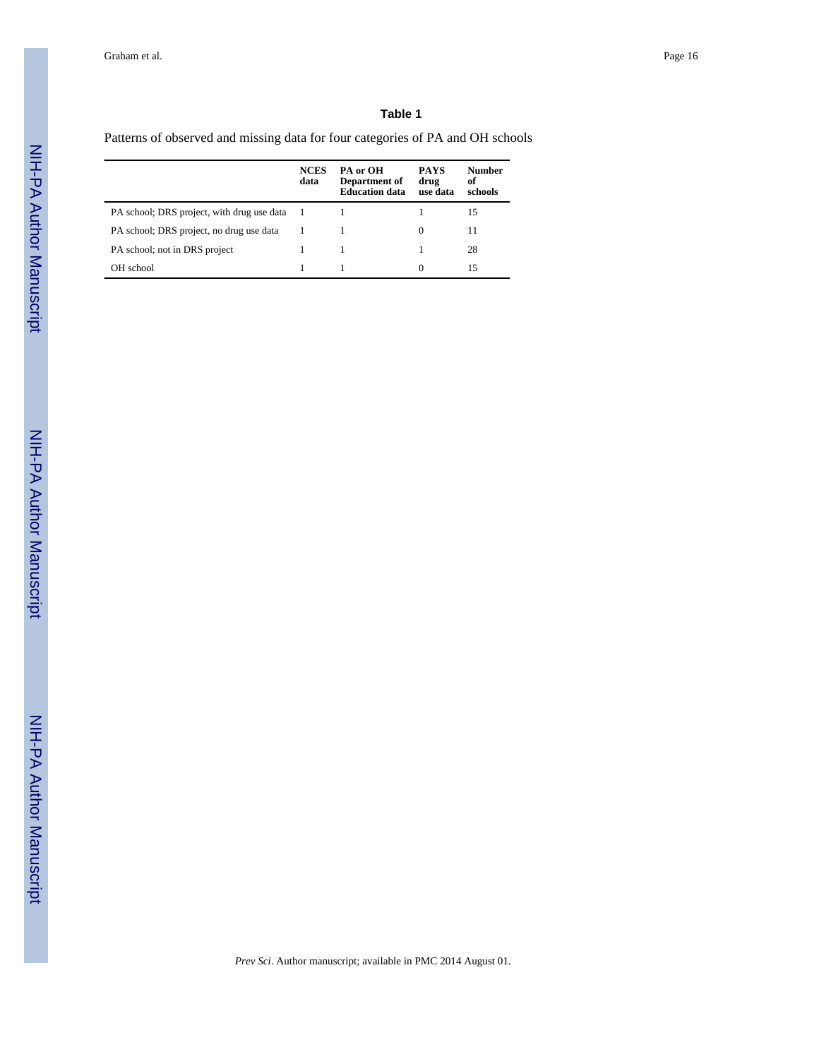**Table 1**

Patterns of observed and missing data for four categories of PA and OH schools

| | NCES data | PA or OH Department of Education data | PAYS drug use data | Number of schools |
|---|---|---|---|---|
| PA school; DRS project, with drug use data | 1 | 1 | 1 | 15 |
| PA school; DRS project, no drug use data | 1 | 1 | 0 | 11 |
| PA school; not in DRS project | 1 | 1 | 1 | 28 |
| OH school | 1 | 1 | 0 | 15 |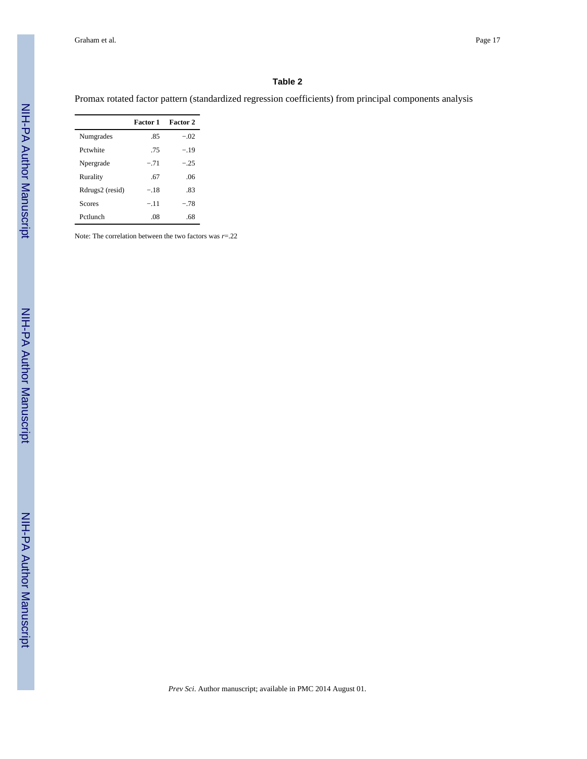## Table 2

Promax rotated factor pattern (standardized regression coefficients) from principal components analysis

| | Factor 1 | Factor 2 |
|---|---|---|
| Numgrades | .85 | −.02 |
| Pctwhite | .75 | −.19 |
| Npergrade | −.71 | −.25 |
| Rurality | .67 | .06 |
| Rdrugs2 (resid) | −.18 | .83 |
| Scores | −.11 | −.78 |
| Pctlunch | .08 | .68 |

Note: The correlation between the two factors was $r$=.22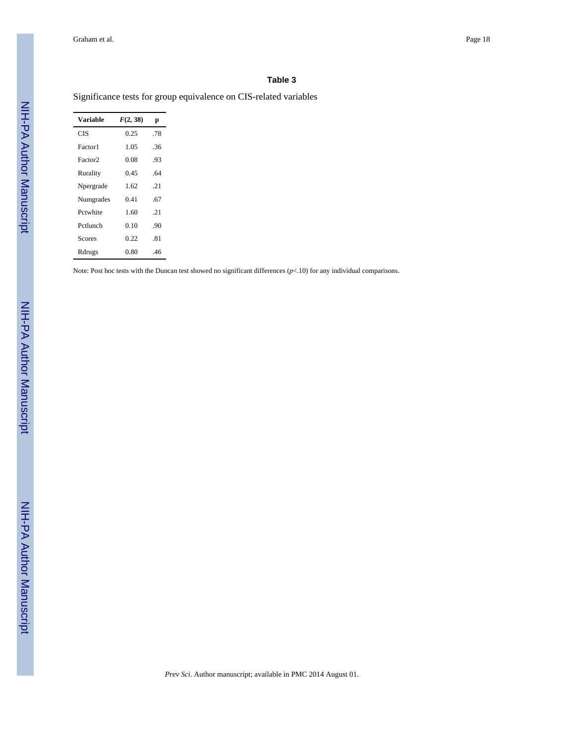### Table 3

Significance tests for group equivalence on CIS-related variables

| Variable | $F(2, 38)$ | p |
|---|---|---|
| CIS | 0.25 | .78 |
| Factor1 | 1.05 | .36 |
| Factor2 | 0.08 | .93 |
| Rurality | 0.45 | .64 |
| Npergrade | 1.62 | .21 |
| Numgrades | 0.41 | .67 |
| Pctwhite | 1.60 | .21 |
| Pctlunch | 0.10 | .90 |
| Scores | 0.22 | .81 |
| Rdrugs | 0.80 | .46 |

Note: Post hoc tests with the Duncan test showed no significant differences ($p<.10$) for any individual comparisons.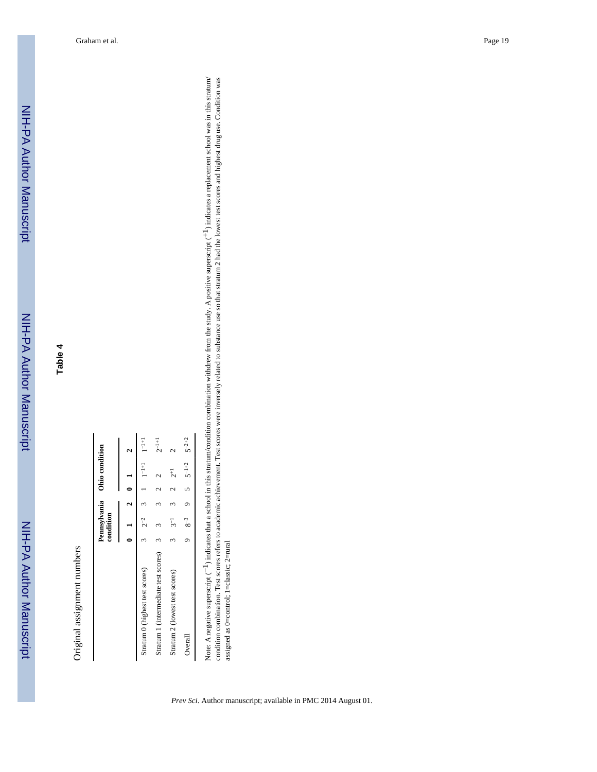## Table 4

Original assignment numbers

| | Pennsylvania condition | | | Ohio condition | | |
|---|---|---|---|---|---|---|
| | 0 | 1 | 2 | 0 | 1 | 2 |
| Stratum 0 (highest test scores) | 3 | $2^{-2}$ | 3 | 1 | $1^{-1+1}$ | $1^{-1+1}$ |
| Stratum 1 (intermediate test scores) | 3 | 3 | 3 | 2 | 2 | $2^{-1+1}$ |
| Stratum 2 (lowest test scores) | 3 | $3^{-1}$ | 3 | 2 | $2^{+1}$ | 2 |
| Overall | 9 | $8^{-3}$ | 9 | 5 | $5^{-1+2}$ | $5^{-2+2}$ |

Note: A negative superscript ($^{-1}$) indicates that a school in this stratum/condition combination withdrew from the study. A positive superscript ($^{+1}$) indicates a replacement school was in this stratum/condition combination. Test scores refers to academic achievement. Test scores were inversely related to substance use so that stratum 2 had the lowest test scores and highest drug use. Condition was assigned as 0=control; 1=classic; 2=rural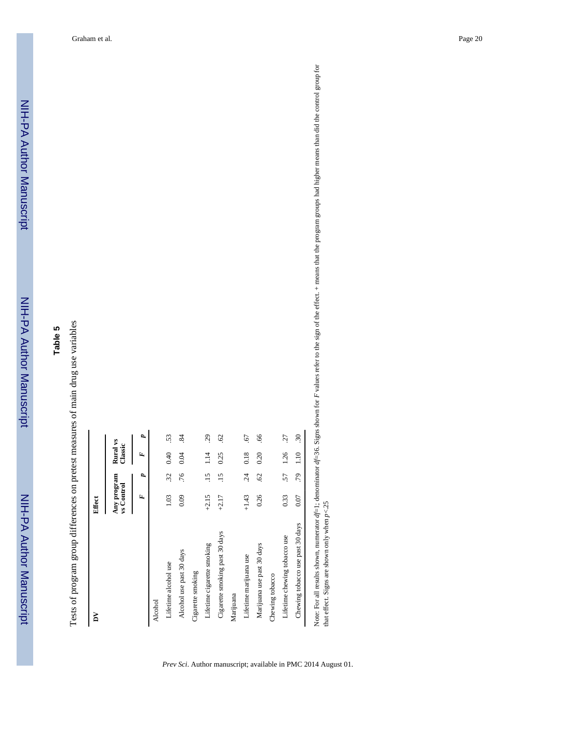## Table 5

Tests of program group differences on pretest measures of main drug use variables

| DV | Effect | | | |
|---|---|---|---|---|
| | Any program vs Control | | Rural vs Classic | |
| | $F$ | $p$ | $F$ | $p$ |
| Alcohol | | | | |
| Lifetime alcohol use | 1.03 | .32 | 0.40 | .53 |
| Alcohol use past 30 days | 0.09 | .76 | 0.04 | .84 |
| Cigarette smoking | | | | |
| Lifetime cigarette smoking | +2.15 | .15 | 1.14 | .29 |
| Cigarette smoking past 30 days | +2.17 | .15 | 0.25 | .62 |
| Marijuana | | | | |
| Lifetime marijuana use | +1.43 | .24 | 0.18 | .67 |
| Marijuana use past 30 days | 0.26 | .62 | 0.20 | .66 |
| Chewing tobacco | | | | |
| Lifetime chewing tobacco use | 0.33 | .57 | 1.26 | .27 |
| Chewing tobacco use past 30 days | 0.07 | .79 | 1.10 | .30 |

Note: For all results shown, numerator $df$=1; denominator $df$=36. Signs shown for $F$ values refer to the sign of the effect. + means that the program groups had higher means than did the control group for that effect. Signs are shown only when $p$<.25